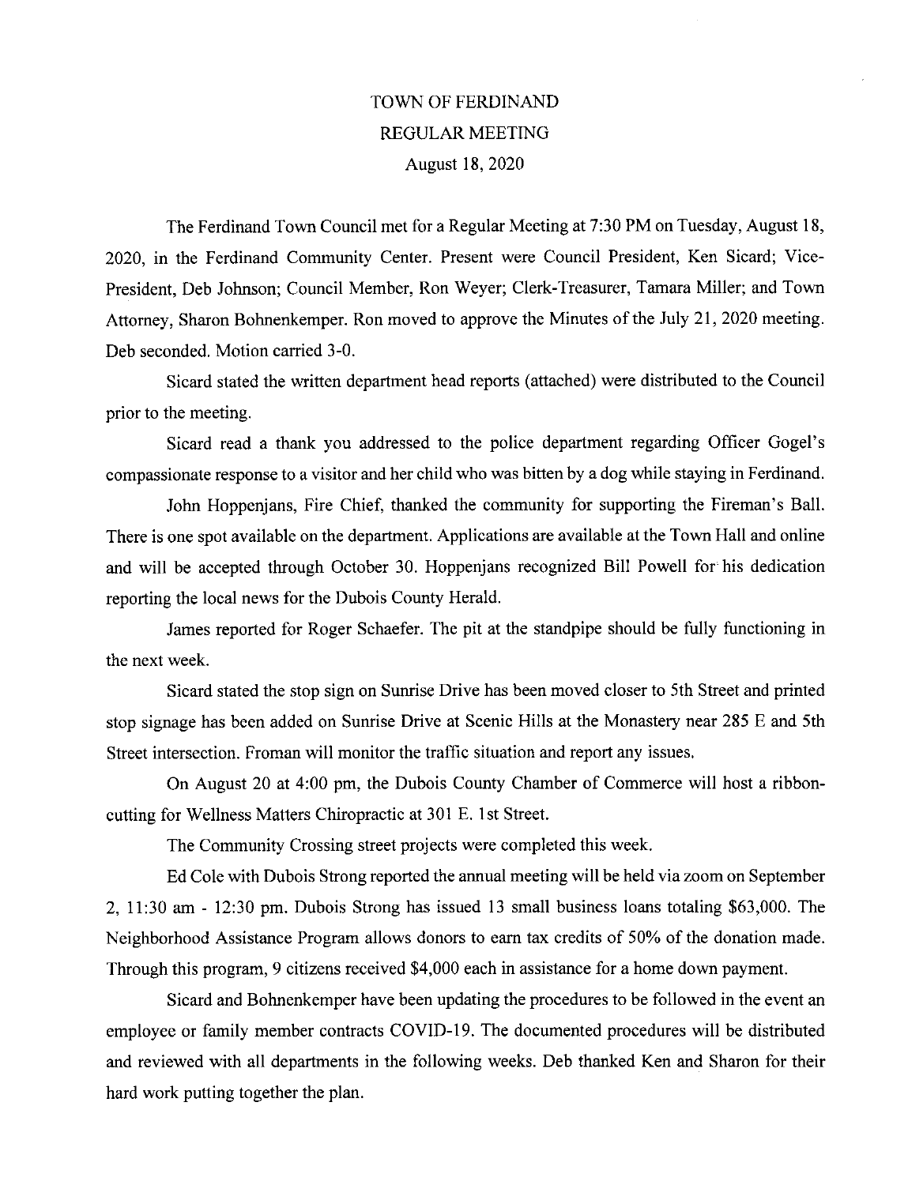# TOWN OF FERDINAND
## REGULAR MEETING
### August 18, 2020

The Ferdinand Town Council met for a Regular Meeting at 7:30 PM on Tuesday, August 18, 2020, in the Ferdinand Community Center. Present were Council President, Ken Sicard; Vice-President, Deb Johnson; Council Member, Ron Weyer; Clerk-Treasurer, Tamara Miller; and Town Attorney, Sharon Bohnenkemper. Ron moved to approve the Minutes of the July 21, 2020 meeting. Deb seconded. Motion carried 3-0.

Sicard stated the written department head reports (attached) were distributed to the Council prior to the meeting.

Sicard read a thank you addressed to the police department regarding Officer Gogel's compassionate response to a visitor and her child who was bitten by a dog while staying in Ferdinand.

John Hoppenjans, Fire Chief, thanked the community for supporting the Fireman's Ball. There is one spot available on the department. Applications are available at the Town Hall and online and will be accepted through October 30. Hoppenjans recognized Bill Powell for his dedication reporting the local news for the Dubois County Herald.

James reported for Roger Schaefer. The pit at the standpipe should be fully functioning in the next week.

Sicard stated the stop sign on Sunrise Drive has been moved closer to 5th Street and printed stop signage has been added on Sunrise Drive at Scenic Hills at the Monastery near 285 E and 5th Street intersection. Froman will monitor the traffic situation and report any issues.

On August 20 at 4:00 pm, the Dubois County Chamber of Commerce will host a ribbon-cutting for Wellness Matters Chiropractic at 301 E. 1st Street.

The Community Crossing street projects were completed this week.

Ed Cole with Dubois Strong reported the annual meeting will be held via zoom on September 2, 11:30 am - 12:30 pm. Dubois Strong has issued 13 small business loans totaling $63,000. The Neighborhood Assistance Program allows donors to earn tax credits of 50% of the donation made. Through this program, 9 citizens received $4,000 each in assistance for a home down payment.

Sicard and Bohnenkemper have been updating the procedures to be followed in the event an employee or family member contracts COVID-19. The documented procedures will be distributed and reviewed with all departments in the following weeks. Deb thanked Ken and Sharon for their hard work putting together the plan.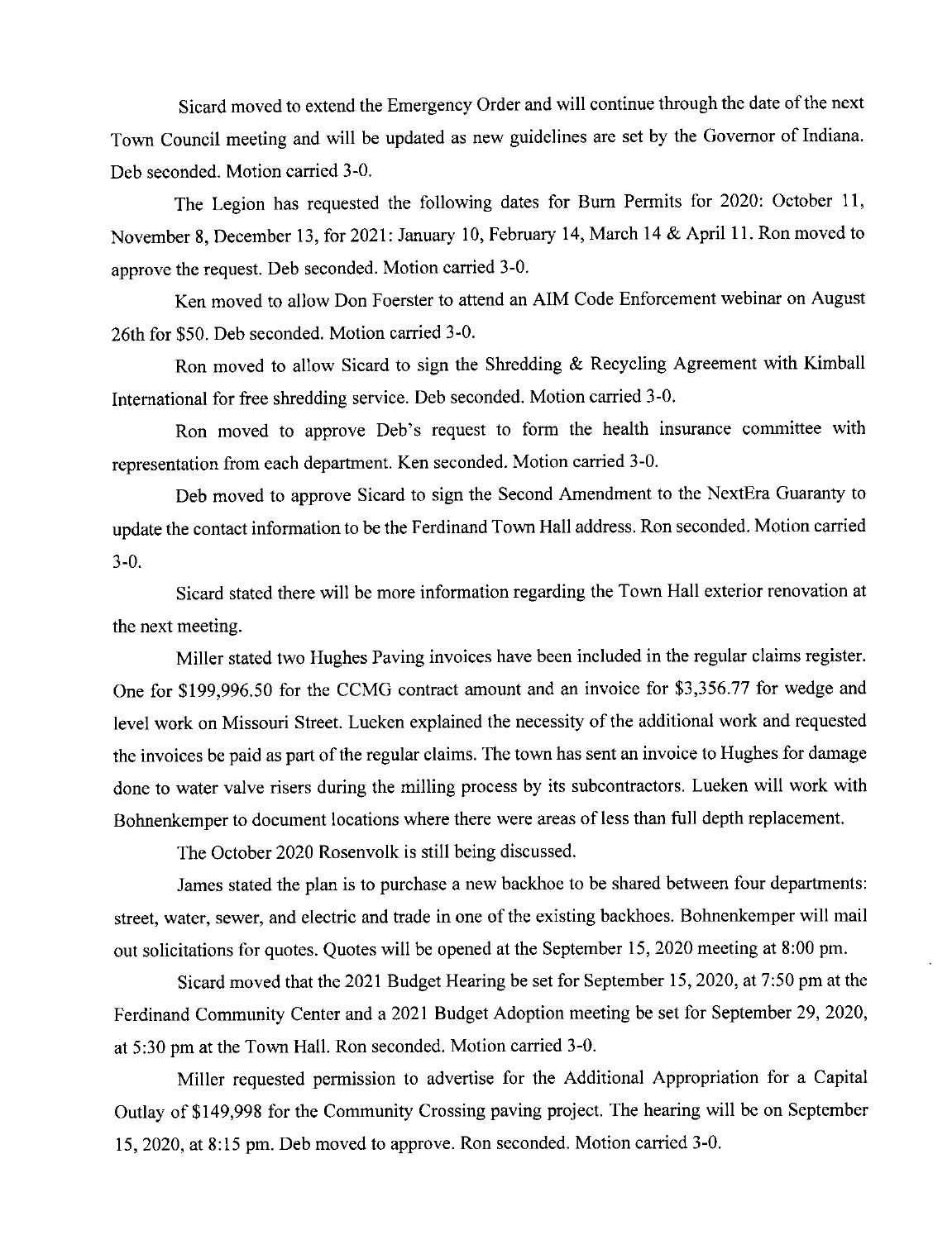Sicard moved to extend the Emergency Order and will continue through the date of the next Town Council meeting and will be updated as new guidelines are set by the Governor of Indiana. Deb seconded. Motion carried 3-0.

The Legion has requested the following dates for Burn Permits for 2020: October 11, November 8, December 13, for 2021: January 10, February 14, March 14 & April 11. Ron moved to approve the request. Deb seconded. Motion carried 3-0.

Ken moved to allow Don Foerster to attend an AIM Code Enforcement webinar on August 26th for $50. Deb seconded. Motion carried 3-0.

Ron moved to allow Sicard to sign the Shredding & Recycling Agreement with Kimball International for free shredding service. Deb seconded. Motion carried 3-0.

Ron moved to approve Deb's request to form the health insurance committee with representation from each department. Ken seconded. Motion carried 3-0.

Deb moved to approve Sicard to sign the Second Amendment to the NextEra Guaranty to update the contact information to be the Ferdinand Town Hall address. Ron seconded. Motion carried 3-0.

Sicard stated there will be more information regarding the Town Hall exterior renovation at the next meeting.

Miller stated two Hughes Paving invoices have been included in the regular claims register. One for $199,996.50 for the CCMG contract amount and an invoice for $3,356.77 for wedge and level work on Missouri Street. Lueken explained the necessity of the additional work and requested the invoices be paid as part of the regular claims. The town has sent an invoice to Hughes for damage done to water valve risers during the milling process by its subcontractors. Lueken will work with Bohnenkemper to document locations where there were areas of less than full depth replacement.

The October 2020 Rosenvolk is still being discussed.

James stated the plan is to purchase a new backhoe to be shared between four departments: street, water, sewer, and electric and trade in one of the existing backhoes. Bohnenkemper will mail out solicitations for quotes. Quotes will be opened at the September 15, 2020 meeting at 8:00 pm.

Sicard moved that the 2021 Budget Hearing be set for September 15, 2020, at 7:50 pm at the Ferdinand Community Center and a 2021 Budget Adoption meeting be set for September 29, 2020, at 5:30 pm at the Town Hall. Ron seconded. Motion carried 3-0.

Miller requested permission to advertise for the Additional Appropriation for a Capital Outlay of $149,998 for the Community Crossing paving project. The hearing will be on September 15, 2020, at 8:15 pm. Deb moved to approve. Ron seconded. Motion carried 3-0.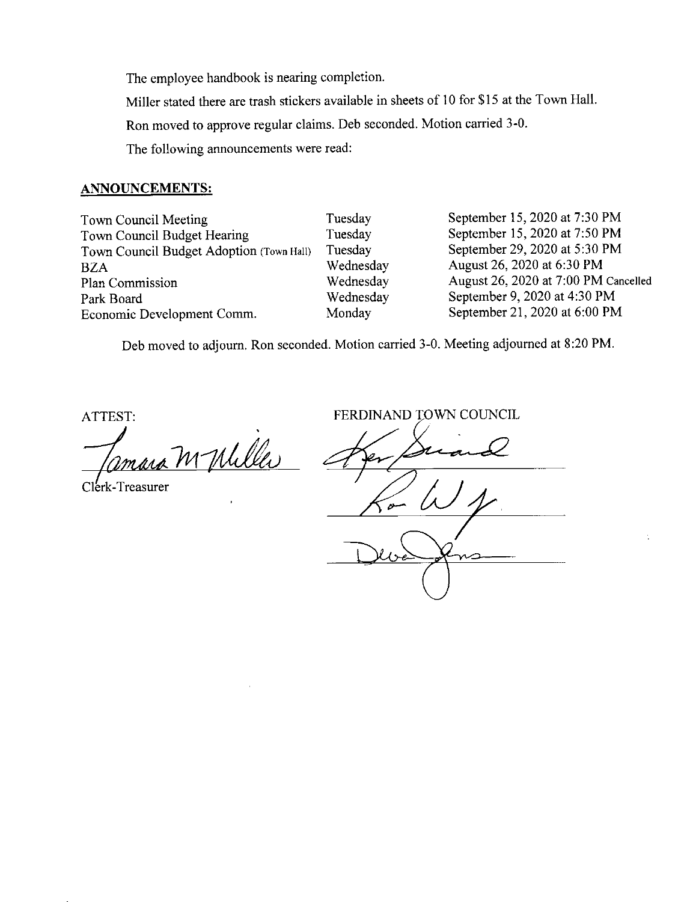The employee handbook is nearing completion.

Miller stated there are trash stickers available in sheets of 10 for $15 at the Town Hall.

Ron moved to approve regular claims. Deb seconded. Motion carried 3-0.

The following announcements were read:

**ANNOUNCEMENTS:**

| | | |
|---|---|---|
| Town Council Meeting | Tuesday | September 15, 2020 at 7:30 PM |
| Town Council Budget Hearing | Tuesday | September 15, 2020 at 7:50 PM |
| Town Council Budget Adoption (Town Hall) | Tuesday | September 29, 2020 at 5:30 PM |
| BZA | Wednesday | August 26, 2020 at 6:30 PM |
| Plan Commission | Wednesday | August 26, 2020 at 7:00 PM Cancelled |
| Park Board | Wednesday | September 9, 2020 at 4:30 PM |
| Economic Development Comm. | Monday | September 21, 2020 at 6:00 PM |

Deb moved to adjourn. Ron seconded. Motion carried 3-0. Meeting adjourned at 8:20 PM.

ATTEST:

Tamara M Miller

Clerk-Treasurer

FERDINAND TOWN COUNCIL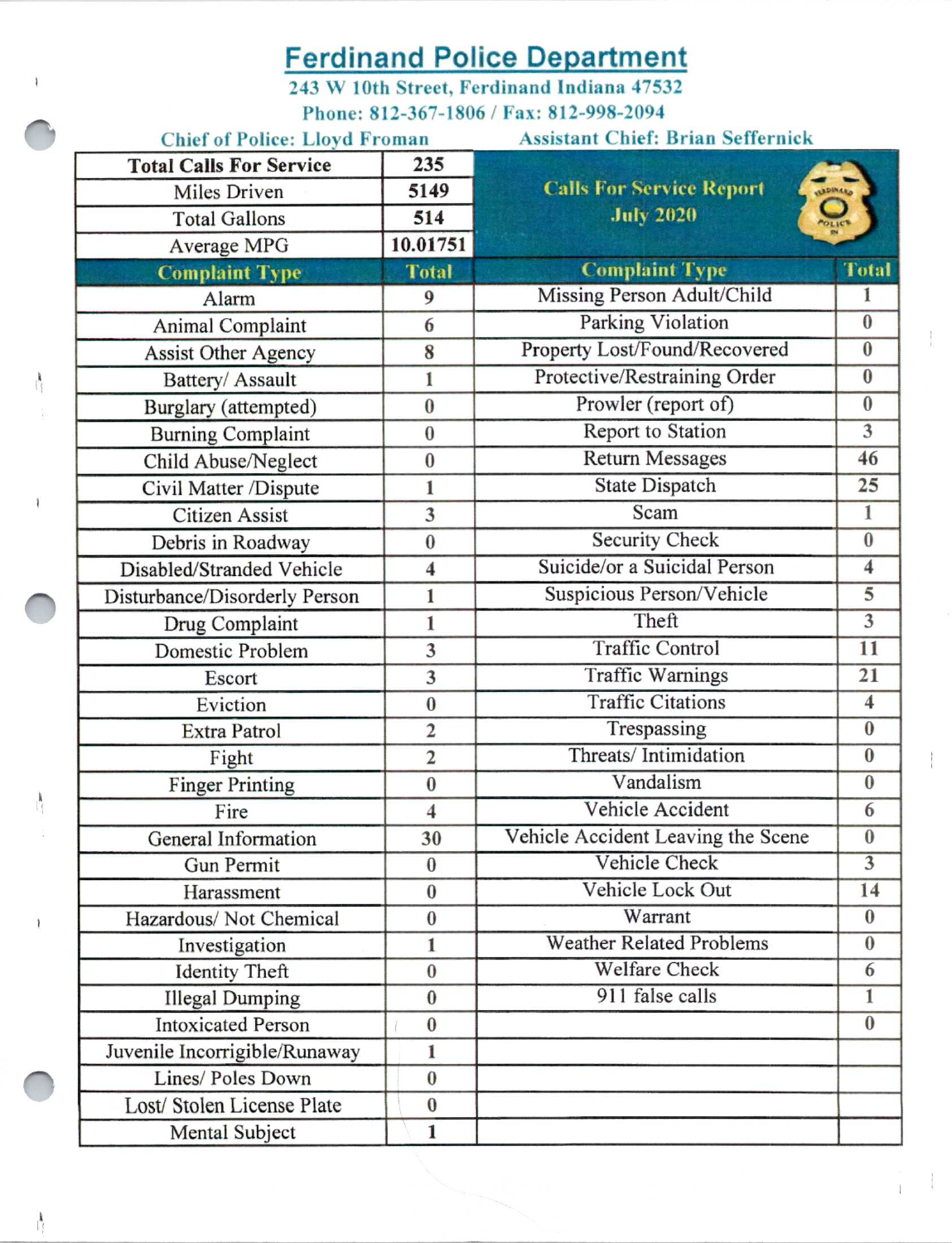# Ferdinand Police Department

**243 W 10th Street, Ferdinand Indiana 47532**

**Phone: 812-367-1806 / Fax: 812-998-2094**

Chief of Police: Lloyd Froman | Assistant Chief: Brian Seffernick

**Calls For Service Report July 2020**

| Total Calls For Service | 235 |
|---|---|
| Miles Driven | 5149 |
| Total Gallons | 514 |
| Average MPG | 10.01751 |

| Complaint Type | Total | Complaint Type | Total |
|---|---|---|---|
| Alarm | 9 | Missing Person Adult/Child | 1 |
| Animal Complaint | 6 | Parking Violation | 0 |
| Assist Other Agency | 8 | Property Lost/Found/Recovered | 0 |
| Battery/ Assault | 1 | Protective/Restraining Order | 0 |
| Burglary (attempted) | 0 | Prowler (report of) | 0 |
| Burning Complaint | 0 | Report to Station | 3 |
| Child Abuse/Neglect | 0 | Return Messages | 46 |
| Civil Matter /Dispute | 1 | State Dispatch | 25 |
| Citizen Assist | 3 | Scam | 1 |
| Debris in Roadway | 0 | Security Check | 0 |
| Disabled/Stranded Vehicle | 4 | Suicide/or a Suicidal Person | 4 |
| Disturbance/Disorderly Person | 1 | Suspicious Person/Vehicle | 5 |
| Drug Complaint | 1 | Theft | 3 |
| Domestic Problem | 3 | Traffic Control | 11 |
| Escort | 3 | Traffic Warnings | 21 |
| Eviction | 0 | Traffic Citations | 4 |
| Extra Patrol | 2 | Trespassing | 0 |
| Fight | 2 | Threats/ Intimidation | 0 |
| Finger Printing | 0 | Vandalism | 0 |
| Fire | 4 | Vehicle Accident | 6 |
| General Information | 30 | Vehicle Accident Leaving the Scene | 0 |
| Gun Permit | 0 | Vehicle Check | 3 |
| Harassment | 0 | Vehicle Lock Out | 14 |
| Hazardous/ Not Chemical | 0 | Warrant | 0 |
| Investigation | 1 | Weather Related Problems | 0 |
| Identity Theft | 0 | Welfare Check | 6 |
| Illegal Dumping | 0 | 911 false calls | 1 |
| Intoxicated Person | 0 | | 0 |
| Juvenile Incorrigible/Runaway | 1 | | |
| Lines/ Poles Down | 0 | | |
| Lost/ Stolen License Plate | 0 | | |
| Mental Subject | 1 | | |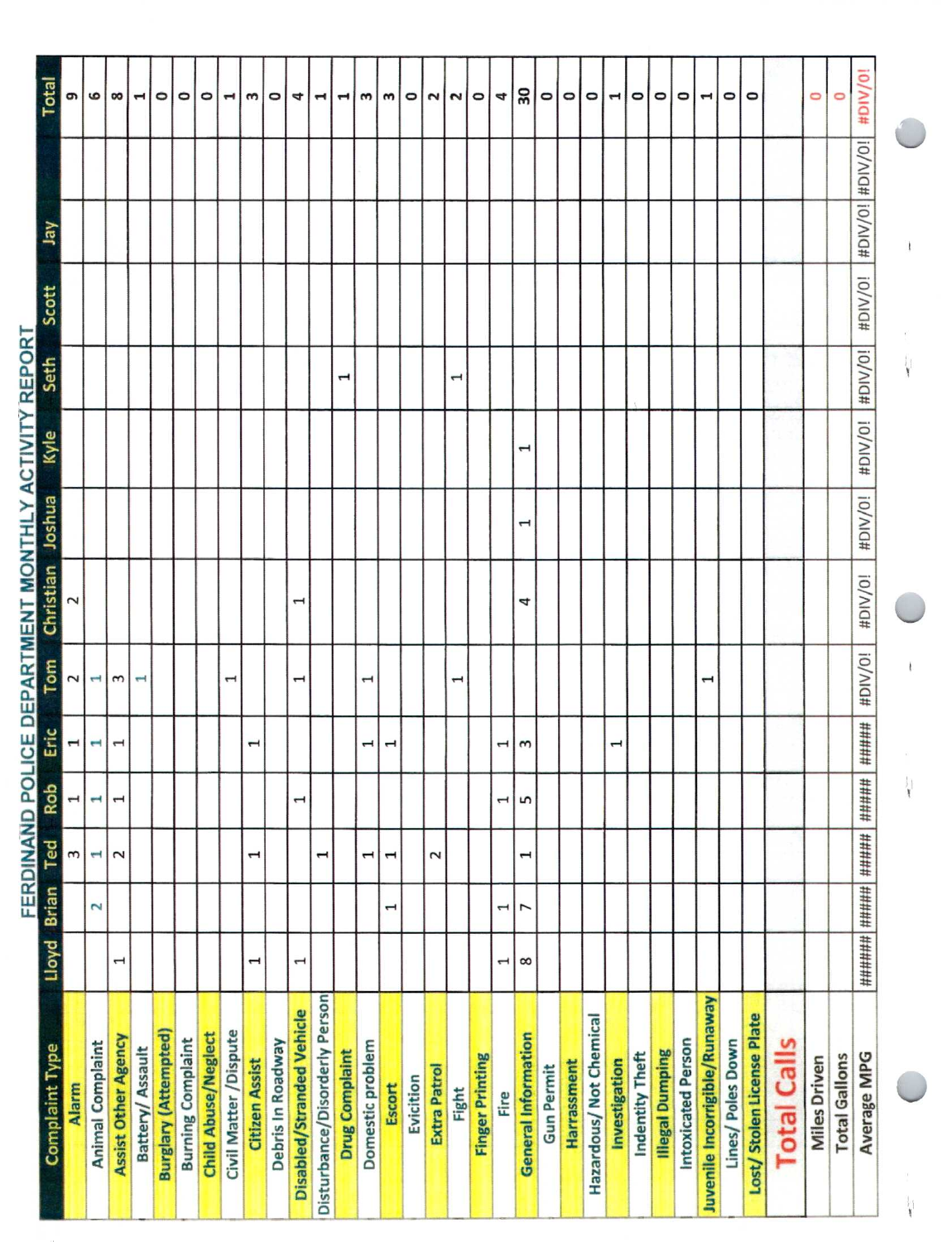# FERDINAND POLICE DEPARTMENT MONTHLY ACTIVITY REPORT

| Complaint Type | Lloyd | Brian | Ted | Rob | Eric | Tom | Christian | Joshua | Kyle | Seth | Scott | Jay | | Total |
|---|---|---|---|---|---|---|---|---|---|---|---|---|---|---|
| Alarm | | | 3 | 1 | 1 | 2 | 2 | | | | | | | 9 |
| Animal Complaint | | 2 | 1 | 1 | 1 | 1 | | | | | | | | 6 |
| Assist Other Agency | 1 | | 2 | 1 | 1 | 3 | | | | | | | | 8 |
| Battery/ Assault | | | | | | 1 | | | | | | | | 1 |
| Burglary (Attempted) | | | | | | | | | | | | | | 0 |
| Burning Complaint | | | | | | | | | | | | | | 0 |
| Child Abuse/Neglect | | | | | | | | | | | | | | 0 |
| Civil Matter /Dispute | | | | | | 1 | | | | | | | | 1 |
| Citizen Assist | 1 | | 1 | | 1 | | | | | | | | | 3 |
| Debris In Roadway | | | | | | | | | | | | | | 0 |
| Disabled/Stranded Vehicle | 1 | | | 1 | | 1 | 1 | | | | | | | 4 |
| Disturbance/Disorderly Person | | | 1 | | | | | | | | | | | 1 |
| Drug Complaint | | | | | | | | | | 1 | | | | 1 |
| Domestic problem | | | 1 | | 1 | 1 | | | | | | | | 3 |
| Escort | | 1 | 1 | | 1 | | | | | | | | | 3 |
| Eviciton | | | | | | | | | | | | | | 0 |
| Extra Patrol | | | 2 | | | | | | | | | | | 2 |
| Fight | | | | | | 1 | | | | 1 | | | | 2 |
| Finger Printing | | | | | | | | | | | | | | 0 |
| Fire | 1 | 1 | | 1 | 1 | | | | | | | | | 4 |
| General Information | 8 | 7 | 1 | 5 | 3 | | 4 | 1 | 1 | | | | | 30 |
| Gun Permit | | | | | | | | | | | | | | 0 |
| Harrassment | | | | | | | | | | | | | | 0 |
| Hazardous/ Not Chemical | | | | | | | | | | | | | | 0 |
| Investigation | | | | | 1 | | | | | | | | | 1 |
| Indentity Theft | | | | | | | | | | | | | | 0 |
| Illegal Dumping | | | | | | | | | | | | | | 0 |
| Intoxicated Person | | | | | | | | | | | | | | 0 |
| Juvenile Incorrigible/Runaway | | | | | | 1 | | | | | | | | 1 |
| Lines/ Poles Down | | | | | | | | | | | | | | 0 |
| Lost/ Stolen License Plate | | | | | | | | | | | | | | 0 |
| **Total Calls** | | | | | | | | | | | | | | |
| Miles Driven | | | | | | | | | | | | | | 0 |
| Total Gallons | | | | | | | | | | | | | | 0 |
| Average MPG | ###### | ##### | ##### | ##### | ##### | #DIV/0! | #DIV/0! | #DIV/0! | #DIV/0! | #DIV/0! | #DIV/0! | #DIV/0! | #DIV/0! | #DIV/0! |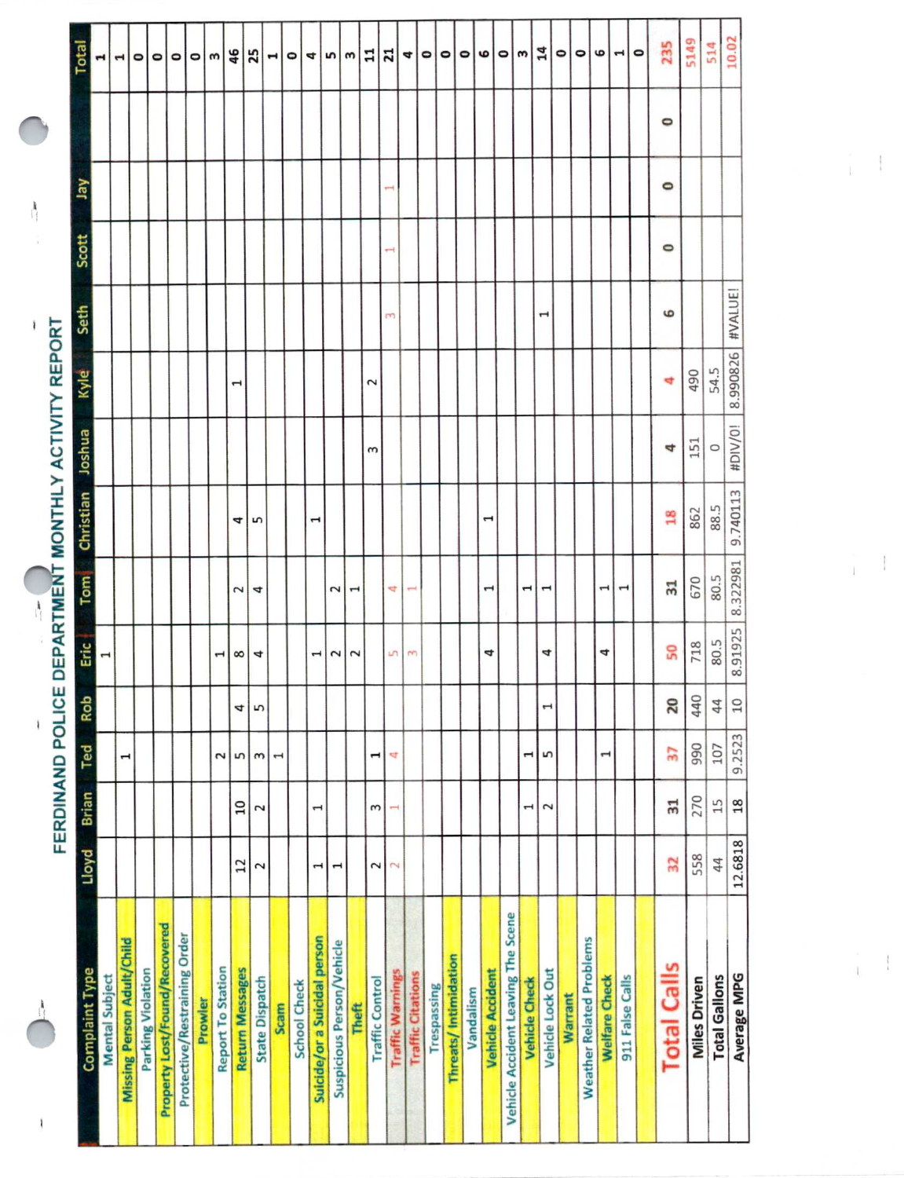# FERDINAND POLICE DEPARTMENT MONTHLY ACTIVITY REPORT

| Complaint Type | Lloyd | Brian | Ted | Rob | Eric | Tom | Christian | Joshua | Kyle | Seth | Scott | Jay | | Total |
|---|---|---|---|---|---|---|---|---|---|---|---|---|---|---|
| Mental Subject | | | | | 1 | | | | | | | | | 1 |
| Missing Person Adult/Child | | | 1 | | | | | | | | | | | 1 |
| Parking Violation | | | | | | | | | | | | | | 0 |
| Property Lost/Found/Recovered | | | | | | | | | | | | | | 0 |
| Protective/Restraining Order | | | | | | | | | | | | | | 0 |
| Prowler | | | | | | | | | | | | | | 0 |
| Report To Station | | | 2 | | 1 | | | | | | | | | 3 |
| Return Messages | 12 | 10 | 5 | 4 | 8 | 2 | 4 | | 1 | | | | | 46 |
| State Dispatch | 2 | 2 | 3 | 5 | 4 | 4 | 5 | | | | | | | 25 |
| Scam | | | 1 | | | | | | | | | | | 1 |
| School Check | | | | | | | | | | | | | | 0 |
| Suicide/or a Suicidal person | 1 | 1 | | | 1 | | 1 | | | | | | | 4 |
| Suspicious Person/Vehicle | 1 | | | | 2 | 2 | | | | | | | | 5 |
| Theft | | | | | 2 | 1 | | | | | | | | 3 |
| Traffic Control | 2 | 3 | 1 | | | | | 3 | 2 | | | | | 11 |
| Traffic Warnings | 2 | 1 | 4 | | 5 | 4 | | | | 3 | 1 | 1 | | 21 |
| Traffic Citations | | | | | 3 | 1 | | | | | | | | 4 |
| Trespassing | | | | | | | | | | | | | | 0 |
| Threats/ Intimidation | | | | | | | | | | | | | | 0 |
| Vandalism | | | | | | | | | | | | | | 0 |
| Vehicle Accident | | | | | 4 | 1 | 1 | | | | | | | 6 |
| Vehicle Accident Leaving The Scene | | | | | | | | | | | | | | 0 |
| Vehicle Check | | 1 | 1 | | | 1 | | | | | | | | 3 |
| Vehicle Lock Out | | 2 | 5 | 1 | 4 | 1 | | | | 1 | | | | 14 |
| Warrant | | | | | | | | | | | | | | 0 |
| Weather Related Problems | | | | | | | | | | | | | | 0 |
| Welfare Check | | | 1 | | 4 | 1 | | | | | | | | 6 |
| 911 False Calls | | | | | | 1 | | | | | | | | 1 |
| | | | | | | | | | | | | | | 0 |
| **Total Calls** | 32 | 31 | 37 | 20 | 50 | 31 | 18 | 4 | 4 | 6 | 0 | 0 | 0 | 235 |
| **Miles Driven** | 558 | 270 | 990 | 440 | 718 | 670 | 862 | 151 | 490 | | | | | 5149 |
| **Total Gallons** | 44 | 15 | 107 | 44 | 80.5 | 80.5 | 88.5 | 0 | 54.5 | | | | | 514 |
| **Average MPG** | 12.6818 | 18 | 9.2523 | 10 | 8.91925 | 8.322981 | 9.740113 | #DIV/0! | 8.990826 | #VALUE! | | | | 10.02 |